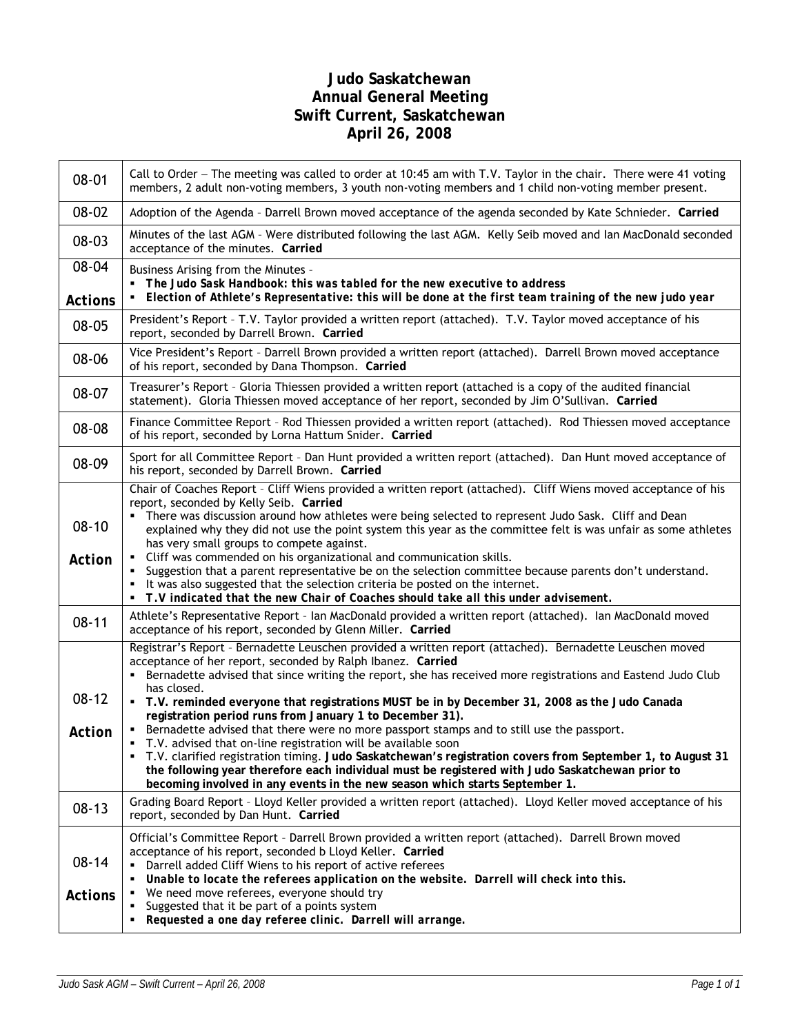# Judo Saskatchewan
# Annual General Meeting
# Swift Current, Saskatchewan
# April 26, 2008

| | |
|---|---|
| 08-01 | Call to Order – The meeting was called to order at 10:45 am with T.V. Taylor in the chair. There were 41 voting members, 2 adult non-voting members, 3 youth non-voting members and 1 child non-voting member present. |
| 08-02 | Adoption of the Agenda – Darrell Brown moved acceptance of the agenda seconded by Kate Schnieder. **Carried** |
| 08-03 | Minutes of the last AGM – Were distributed following the last AGM. Kelly Seib moved and Ian MacDonald seconded acceptance of the minutes. **Carried** |
| 08-04<br><br>**Actions** | Business Arising from the Minutes –<br>▪ ***The Judo Sask Handbook: this was tabled for the new executive to address***<br>▪ ***Election of Athlete's Representative: this will be done at the first team training of the new judo year*** |
| 08-05 | President's Report – T.V. Taylor provided a written report (attached). T.V. Taylor moved acceptance of his report, seconded by Darrell Brown. **Carried** |
| 08-06 | Vice President's Report – Darrell Brown provided a written report (attached). Darrell Brown moved acceptance of his report, seconded by Dana Thompson. **Carried** |
| 08-07 | Treasurer's Report – Gloria Thiessen provided a written report (attached is a copy of the audited financial statement). Gloria Thiessen moved acceptance of her report, seconded by Jim O'Sullivan. **Carried** |
| 08-08 | Finance Committee Report – Rod Thiessen provided a written report (attached). Rod Thiessen moved acceptance of his report, seconded by Lorna Hattum Snider. **Carried** |
| 08-09 | Sport for all Committee Report – Dan Hunt provided a written report (attached). Dan Hunt moved acceptance of his report, seconded by Darrell Brown. **Carried** |
| 08-10<br><br>**Action** | Chair of Coaches Report – Cliff Wiens provided a written report (attached). Cliff Wiens moved acceptance of his report, seconded by Kelly Seib. **Carried**<br>▪ There was discussion around how athletes were being selected to represent Judo Sask. Cliff and Dean explained why they did not use the point system this year as the committee felt is was unfair as some athletes has very small groups to compete against.<br>▪ Cliff was commended on his organizational and communication skills.<br>▪ Suggestion that a parent representative be on the selection committee because parents don't understand.<br>▪ It was also suggested that the selection criteria be posted on the internet.<br>▪ ***T.V indicated that the new Chair of Coaches should take all this under advisement.*** |
| 08-11 | Athlete's Representative Report – Ian MacDonald provided a written report (attached). Ian MacDonald moved acceptance of his report, seconded by Glenn Miller. **Carried** |
| 08-12<br><br>**Action** | Registrar's Report – Bernadette Leuschen provided a written report (attached). Bernadette Leuschen moved acceptance of her report, seconded by Ralph Ibanez. **Carried**<br>▪ Bernadette advised that since writing the report, she has received more registrations and Eastend Judo Club has closed.<br>▪ **T.V. reminded everyone that registrations MUST be in by December 31, 2008 as the Judo Canada registration period runs from January 1 to December 31).**<br>▪ Bernadette advised that there were no more passport stamps and to still use the passport.<br>▪ T.V. advised that on-line registration will be available soon<br>▪ T.V. clarified registration timing. **Judo Saskatchewan's registration covers from September 1, to August 31 the following year therefore each individual must be registered with Judo Saskatchewan prior to becoming involved in any events in the new season which starts September 1.** |
| 08-13 | Grading Board Report – Lloyd Keller provided a written report (attached). Lloyd Keller moved acceptance of his report, seconded by Dan Hunt. **Carried** |
| 08-14<br><br>**Actions** | Official's Committee Report – Darrell Brown provided a written report (attached). Darrell Brown moved acceptance of his report, seconded b Lloyd Keller. **Carried**<br>▪ Darrell added Cliff Wiens to his report of active referees<br>▪ ***Unable to locate the referees application on the website. Darrell will check into this.***<br>▪ We need move referees, everyone should try<br>▪ Suggested that it be part of a points system<br>▪ ***Requested a one day referee clinic. Darrell will arrange.*** |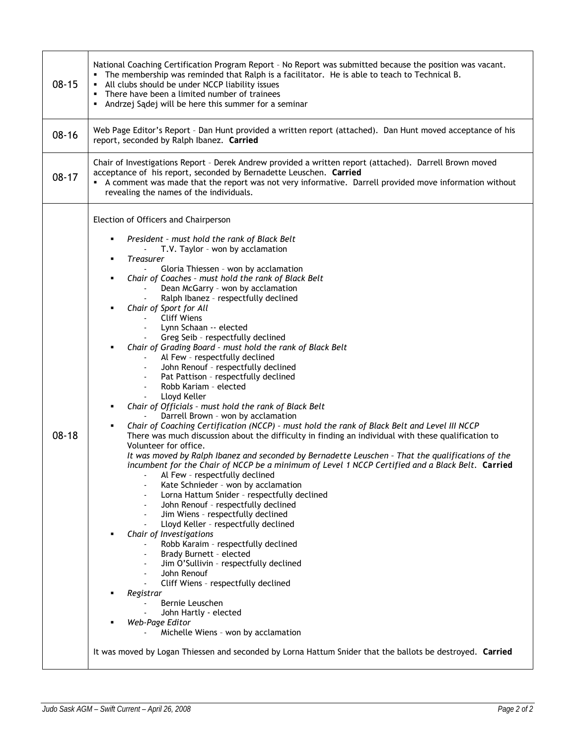| | |
|---|---|
| 08-15 | National Coaching Certification Program Report – No Report was submitted because the position was vacant.<br>▪ The membership was reminded that Ralph is a facilitator. He is able to teach to Technical B.<br>▪ All clubs should be under NCCP liability issues<br>▪ There have been a limited number of trainees<br>▪ Andrzej Sądej will be here this summer for a seminar |
| 08-16 | Web Page Editor's Report – Dan Hunt provided a written report (attached). Dan Hunt moved acceptance of his report, seconded by Ralph Ibanez. **Carried** |
| 08-17 | Chair of Investigations Report – Derek Andrew provided a written report (attached). Darrell Brown moved acceptance of his report, seconded by Bernadette Leuschen. **Carried**<br>▪ A comment was made that the report was not very informative. Darrell provided move information without revealing the names of the individuals. |
| 08-18 | Election of Officers and Chairperson<br><br>▪ *President – must hold the rank of Black Belt*<br>  - T.V. Taylor – won by acclamation<br>▪ *Treasurer*<br>  - Gloria Thiessen – won by acclamation<br>▪ *Chair of Coaches – must hold the rank of Black Belt*<br>  - Dean McGarry – won by acclamation<br>  - Ralph Ibanez – respectfully declined<br>▪ *Chair of Sport for All*<br>  - Cliff Wiens<br>  - Lynn Schaan -- elected<br>  - Greg Seib – respectfully declined<br>▪ *Chair of Grading Board – must hold the rank of Black Belt*<br>  - Al Few – respectfully declined<br>  - John Renouf – respectfully declined<br>  - Pat Pattison – respectfully declined<br>  - Robb Kariam – elected<br>  - Lloyd Keller<br>▪ *Chair of Officials – must hold the rank of Black Belt*<br>  - Darrell Brown – won by acclamation<br>▪ *Chair of Coaching Certification (NCCP) – must hold the rank of Black Belt and Level III NCCP*<br>There was much discussion about the difficulty in finding an individual with these qualification to Volunteer for office.<br>*It was moved by Ralph Ibanez and seconded by Bernadette Leuschen – That the qualifications of the incumbent for the Chair of NCCP be a minimum of Level 1 NCCP Certified and a Black Belt.* **Carried**<br>  - Al Few – respectfully declined<br>  - Kate Schnieder – won by acclamation<br>  - Lorna Hattum Snider – respectfully declined<br>  - John Renouf – respectfully declined<br>  - Jim Wiens – respectfully declined<br>  - Lloyd Keller – respectfully declined<br>▪ *Chair of Investigations*<br>  - Robb Karaim – respectfully declined<br>  - Brady Burnett – elected<br>  - Jim O'Sullivin – respectfully declined<br>  - John Renouf<br>  - Cliff Wiens – respectfully declined<br>▪ *Registrar*<br>  - Bernie Leuschen<br>  - John Hartly - elected<br>▪ *Web-Page Editor*<br>  - Michelle Wiens – won by acclamation<br><br>It was moved by Logan Thiessen and seconded by Lorna Hattum Snider that the ballots be destroyed. **Carried** |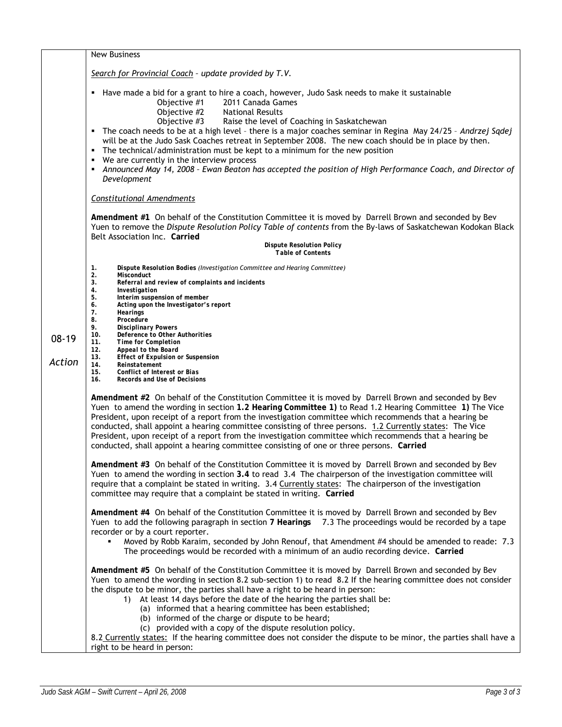New Business

*Search for Provincial Coach – update provided by T.V.*

- Have made a bid for a grant to hire a coach, however, Judo Sask needs to make it sustainable
  - Objective #1 2011 Canada Games
  - Objective #2 National Results
  - Objective #3 Raise the level of Coaching in Saskatchewan
- The coach needs to be at a high level – there is a major coaches seminar in Regina May 24/25 – *Andrzej Sądej* will be at the Judo Sask Coaches retreat in September 2008. The new coach should be in place by then.
- The technical/administration must be kept to a minimum for the new position
- We are currently in the interview process
- *Announced May 14, 2008 – Ewan Beaton has accepted the position of High Performance Coach, and Director of Development*

*Constitutional Amendments*

08-19

*Action*

**Amendment #1** On behalf of the Constitution Committee it is moved by Darrell Brown and seconded by Bev Yuen to remove the *Dispute Resolution Policy Table of contents* from the By-laws of Saskatchewan Kodokan Black Belt Association Inc. **Carried**

**Dispute Resolution Policy**
**Table of Contents**

1. **Dispute Resolution Bodies** *(Investigation Committee and Hearing Committee)*
2. **Misconduct**
3. **Referral and review of complaints and incidents**
4. **Investigation**
5. **Interim suspension of member**
6. **Acting upon the Investigator's report**
7. **Hearings**
8. **Procedure**
9. **Disciplinary Powers**
10. **Deference to Other Authorities**
11. **Time for Completion**
12. **Appeal to the Board**
13. **Effect of Expulsion or Suspension**
14. **Reinstatement**
15. **Conflict of Interest or Bias**
16. **Records and Use of Decisions**

**Amendment #2** On behalf of the Constitution Committee it is moved by Darrell Brown and seconded by Bev Yuen to amend the wording in section **1.2 Hearing Committee 1)** to Read 1.2 Hearing Committee **1)** The Vice President, upon receipt of a report from the investigation committee which recommends that a hearing be conducted, shall appoint a hearing committee consisting of three persons. 1.2 Currently states: The Vice President, upon receipt of a report from the investigation committee which recommends that a hearing be conducted, shall appoint a hearing committee consisting of one or three persons. **Carried**

**Amendment #3** On behalf of the Constitution Committee it is moved by Darrell Brown and seconded by Bev Yuen to amend the wording in section **3.4** to read 3.4 The chairperson of the investigation committee will require that a complaint be stated in writing. 3.4 Currently states: The chairperson of the investigation committee may require that a complaint be stated in writing. **Carried**

**Amendment #4** On behalf of the Constitution Committee it is moved by Darrell Brown and seconded by Bev Yuen to add the following paragraph in section **7 Hearings** 7.3 The proceedings would be recorded by a tape recorder or by a court reporter.

- Moved by Robb Karaim, seconded by John Renouf, that Amendment #4 should be amended to reade: 7.3 The proceedings would be recorded with a minimum of an audio recording device. **Carried**

**Amendment #5** On behalf of the Constitution Committee it is moved by Darrell Brown and seconded by Bev Yuen to amend the wording in section 8.2 sub-section 1) to read 8.2 If the hearing committee does not consider the dispute to be minor, the parties shall have a right to be heard in person:

1) At least 14 days before the date of the hearing the parties shall be:
   (a) informed that a hearing committee has been established;
   (b) informed of the charge or dispute to be heard;
   (c) provided with a copy of the dispute resolution policy.

8.2 Currently states: If the hearing committee does not consider the dispute to be minor, the parties shall have a right to be heard in person: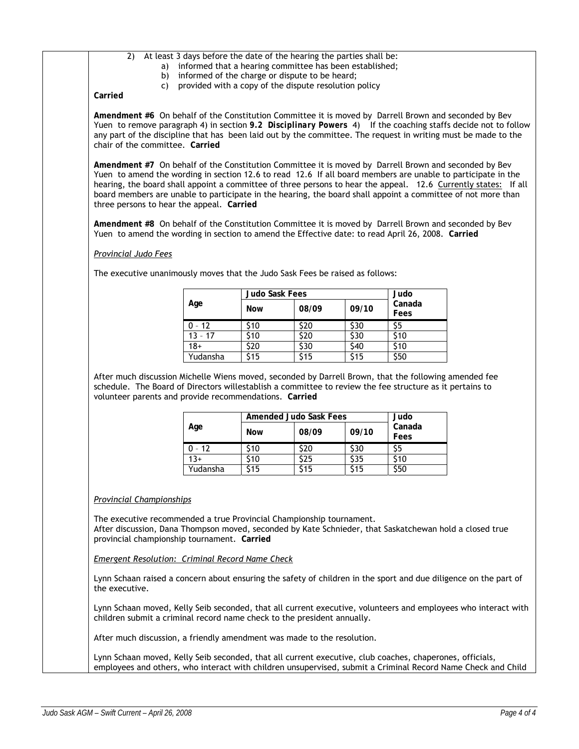2) At least 3 days before the date of the hearing the parties shall be:
   a) informed that a hearing committee has been established;
   b) informed of the charge or dispute to be heard;
   c) provided with a copy of the dispute resolution policy

**Carried**

**Amendment #6** On behalf of the Constitution Committee it is moved by Darrell Brown and seconded by Bev Yuen to remove paragraph 4) in section ***9.2 Disciplinary Powers*** 4) If the coaching staffs decide not to follow any part of the discipline that has been laid out by the committee. The request in writing must be made to the chair of the committee. **Carried**

**Amendment #7** On behalf of the Constitution Committee it is moved by Darrell Brown and seconded by Bev Yuen to amend the wording in section 12.6 to read 12.6 If all board members are unable to participate in the hearing, the board shall appoint a committee of three persons to hear the appeal. 12.6 Currently states: If all board members are unable to participate in the hearing, the board shall appoint a committee of not more than three persons to hear the appeal. **Carried**

**Amendment #8** On behalf of the Constitution Committee it is moved by Darrell Brown and seconded by Bev Yuen to amend the wording in section to amend the Effective date: to read April 26, 2008. **Carried**

*Provincial Judo Fees*

The executive unanimously moves that the Judo Sask Fees be raised as follows:

| Age | Judo Sask Fees | | | Judo Canada Fees |
|---|---|---|---|---|
| | Now | 08/09 | 09/10 | |
| 0 – 12 | $10 | $20 | $30 | $5 |
| 13 – 17 | $10 | $20 | $30 | $10 |
| 18+ | $20 | $30 | $40 | $10 |
| Yudansha | $15 | $15 | $15 | $50 |

After much discussion Michelle Wiens moved, seconded by Darrell Brown, that the following amended fee schedule. The Board of Directors willestablish a committee to review the fee structure as it pertains to volunteer parents and provide recommendations. **Carried**

| Age | Amended Judo Sask Fees | | | Judo Canada Fees |
|---|---|---|---|---|
| | Now | 08/09 | 09/10 | |
| 0 – 12 | $10 | $20 | $30 | $5 |
| 13+ | $10 | $25 | $35 | $10 |
| Yudansha | $15 | $15 | $15 | $50 |

*Provincial Championships*

The executive recommended a true Provincial Championship tournament.
After discussion, Dana Thompson moved, seconded by Kate Schnieder, that Saskatchewan hold a closed true provincial championship tournament. **Carried**

*Emergent Resolution: Criminal Record Name Check*

Lynn Schaan raised a concern about ensuring the safety of children in the sport and due diligence on the part of the executive.

Lynn Schaan moved, Kelly Seib seconded, that all current executive, volunteers and employees who interact with children submit a criminal record name check to the president annually.

After much discussion, a friendly amendment was made to the resolution.

Lynn Schaan moved, Kelly Seib seconded, that all current executive, club coaches, chaperones, officials, employees and others, who interact with children unsupervised, submit a Criminal Record Name Check and Child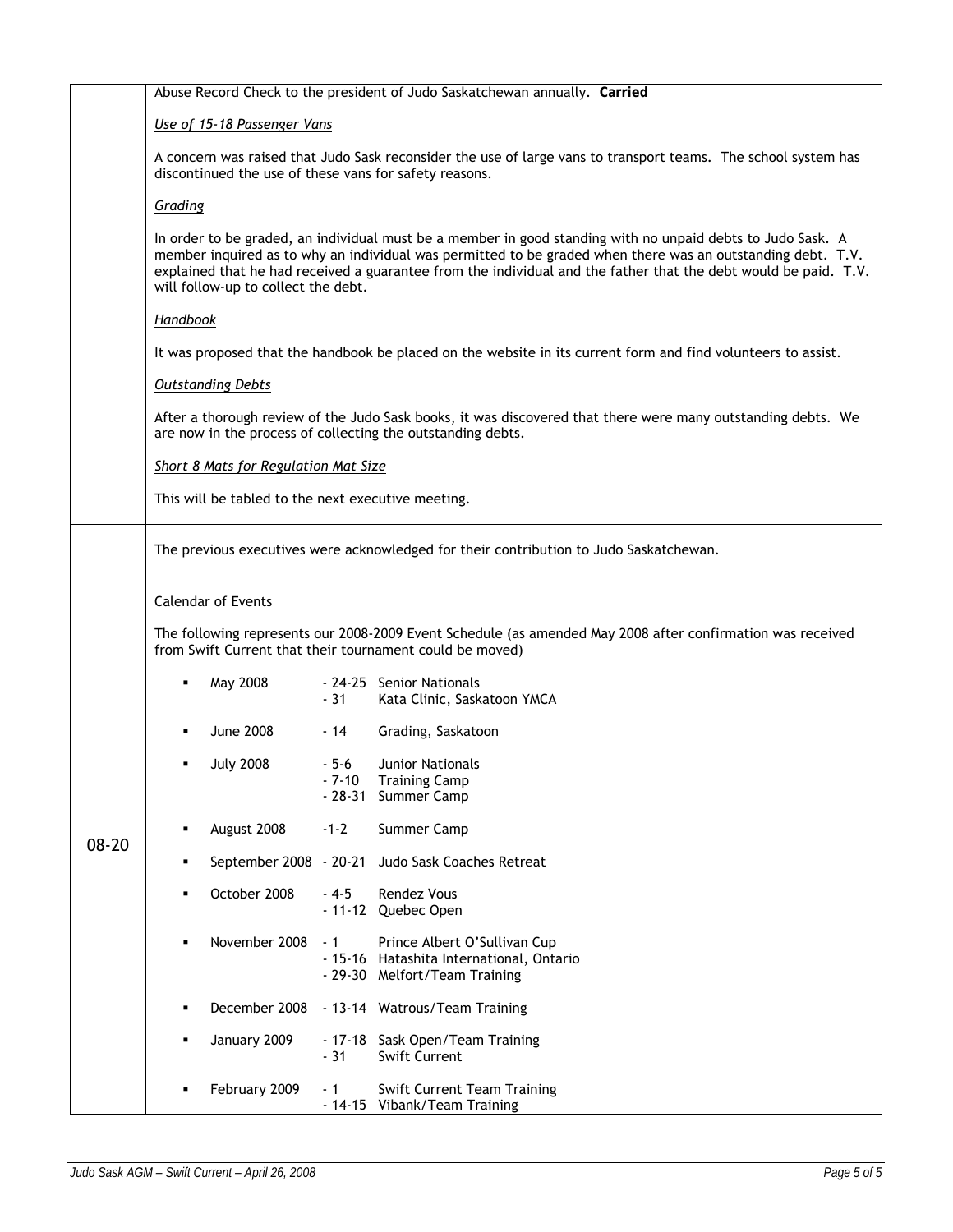| | |
|---|---|
| | Abuse Record Check to the president of Judo Saskatchewan annually. **Carried**<br><br>*Use of 15-18 Passenger Vans*<br><br>A concern was raised that Judo Sask reconsider the use of large vans to transport teams. The school system has discontinued the use of these vans for safety reasons.<br><br>*Grading*<br><br>In order to be graded, an individual must be a member in good standing with no unpaid debts to Judo Sask. A member inquired as to why an individual was permitted to be graded when there was an outstanding debt. T.V. explained that he had received a guarantee from the individual and the father that the debt would be paid. T.V. will follow-up to collect the debt.<br><br>*Handbook*<br><br>It was proposed that the handbook be placed on the website in its current form and find volunteers to assist.<br><br>*Outstanding Debts*<br><br>After a thorough review of the Judo Sask books, it was discovered that there were many outstanding debts. We are now in the process of collecting the outstanding debts.<br><br>*Short 8 Mats for Regulation Mat Size*<br><br>This will be tabled to the next executive meeting. |
| | The previous executives were acknowledged for their contribution to Judo Saskatchewan. |
| 08-20 | Calendar of Events<br><br>The following represents our 2008-2009 Event Schedule (as amended May 2008 after confirmation was received from Swift Current that their tournament could be moved)<br><br>- May 2008 - 24-25 Senior Nationals; - 31 Kata Clinic, Saskatoon YMCA<br>- June 2008 - 14 Grading, Saskatoon<br>- July 2008 - 5-6 Junior Nationals; - 7-10 Training Camp; - 28-31 Summer Camp<br>- August 2008 -1-2 Summer Camp<br>- September 2008 - 20-21 Judo Sask Coaches Retreat<br>- October 2008 - 4-5 Rendez Vous; - 11-12 Quebec Open<br>- November 2008 - 1 Prince Albert O'Sullivan Cup; - 15-16 Hatashita International, Ontario; - 29-30 Melfort/Team Training<br>- December 2008 - 13-14 Watrous/Team Training<br>- January 2009 - 17-18 Sask Open/Team Training; - 31 Swift Current<br>- February 2009 - 1 Swift Current Team Training; - 14-15 Vibank/Team Training |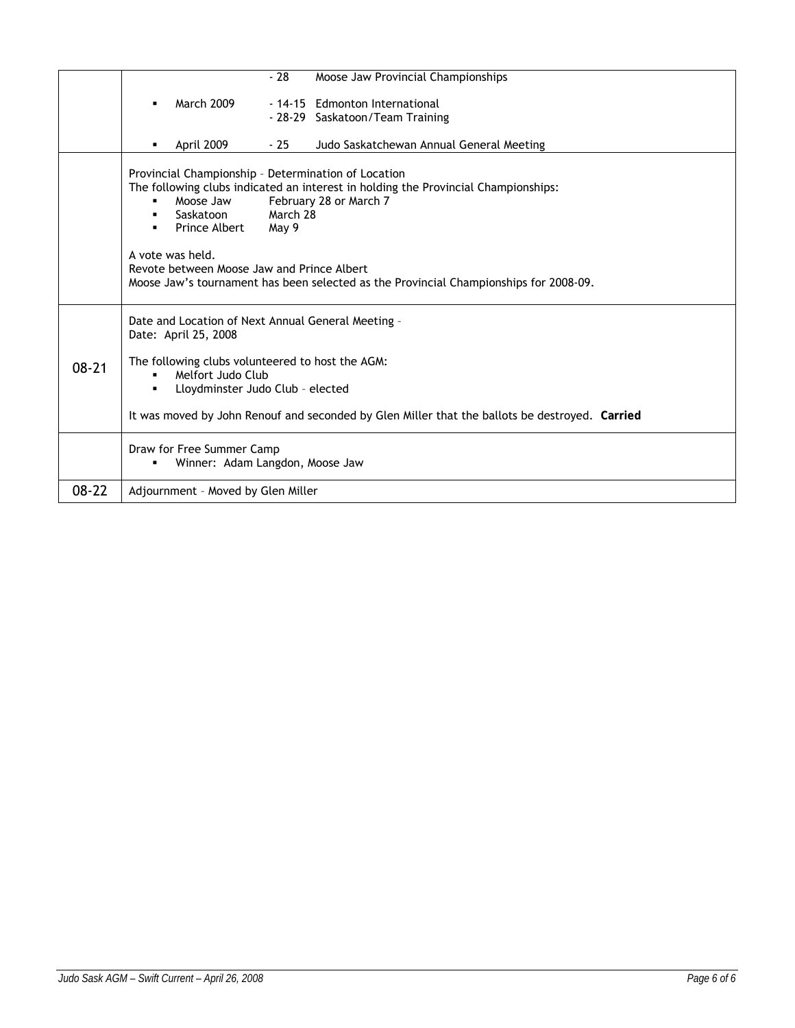| | |
|---|---|
| | - 28 Moose Jaw Provincial Championships<br>▪ March 2009 - 14-15 Edmonton International<br>- 28-29 Saskatoon/Team Training<br>▪ April 2009 - 25 Judo Saskatchewan Annual General Meeting |
| | Provincial Championship – Determination of Location<br>The following clubs indicated an interest in holding the Provincial Championships:<br>▪ Moose Jaw February 28 or March 7<br>▪ Saskatoon March 28<br>▪ Prince Albert May 9<br><br>A vote was held.<br>Revote between Moose Jaw and Prince Albert<br>Moose Jaw's tournament has been selected as the Provincial Championships for 2008-09. |
| 08-21 | Date and Location of Next Annual General Meeting –<br>Date: April 25, 2008<br><br>The following clubs volunteered to host the AGM:<br>▪ Melfort Judo Club<br>▪ Lloydminster Judo Club – elected<br><br>It was moved by John Renouf and seconded by Glen Miller that the ballots be destroyed. **Carried** |
| | Draw for Free Summer Camp<br>▪ Winner: Adam Langdon, Moose Jaw |
| 08-22 | Adjournment – Moved by Glen Miller |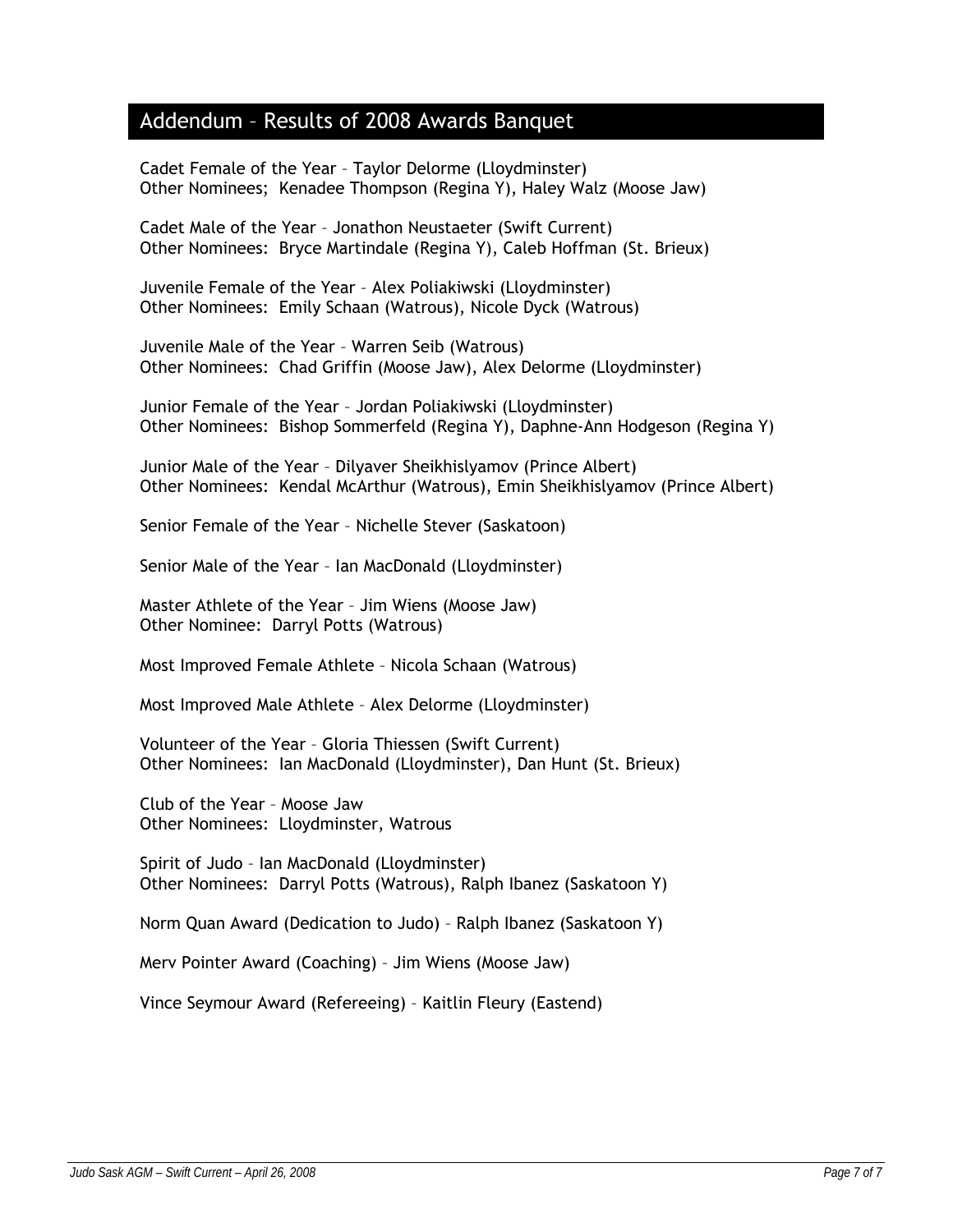## Addendum – Results of 2008 Awards Banquet

Cadet Female of the Year – Taylor Delorme (Lloydminster)
Other Nominees; Kenadee Thompson (Regina Y), Haley Walz (Moose Jaw)

Cadet Male of the Year – Jonathon Neustaeter (Swift Current)
Other Nominees: Bryce Martindale (Regina Y), Caleb Hoffman (St. Brieux)

Juvenile Female of the Year – Alex Poliakiwski (Lloydminster)
Other Nominees: Emily Schaan (Watrous), Nicole Dyck (Watrous)

Juvenile Male of the Year – Warren Seib (Watrous)
Other Nominees: Chad Griffin (Moose Jaw), Alex Delorme (Lloydminster)

Junior Female of the Year – Jordan Poliakiwski (Lloydminster)
Other Nominees: Bishop Sommerfeld (Regina Y), Daphne-Ann Hodgeson (Regina Y)

Junior Male of the Year – Dilyaver Sheikhislyamov (Prince Albert)
Other Nominees: Kendal McArthur (Watrous), Emin Sheikhislyamov (Prince Albert)

Senior Female of the Year – Nichelle Stever (Saskatoon)

Senior Male of the Year – Ian MacDonald (Lloydminster)

Master Athlete of the Year – Jim Wiens (Moose Jaw)
Other Nominee: Darryl Potts (Watrous)

Most Improved Female Athlete – Nicola Schaan (Watrous)

Most Improved Male Athlete – Alex Delorme (Lloydminster)

Volunteer of the Year – Gloria Thiessen (Swift Current)
Other Nominees: Ian MacDonald (Lloydminster), Dan Hunt (St. Brieux)

Club of the Year – Moose Jaw
Other Nominees: Lloydminster, Watrous

Spirit of Judo – Ian MacDonald (Lloydminster)
Other Nominees: Darryl Potts (Watrous), Ralph Ibanez (Saskatoon Y)

Norm Quan Award (Dedication to Judo) – Ralph Ibanez (Saskatoon Y)

Merv Pointer Award (Coaching) – Jim Wiens (Moose Jaw)

Vince Seymour Award (Refereeing) – Kaitlin Fleury (Eastend)